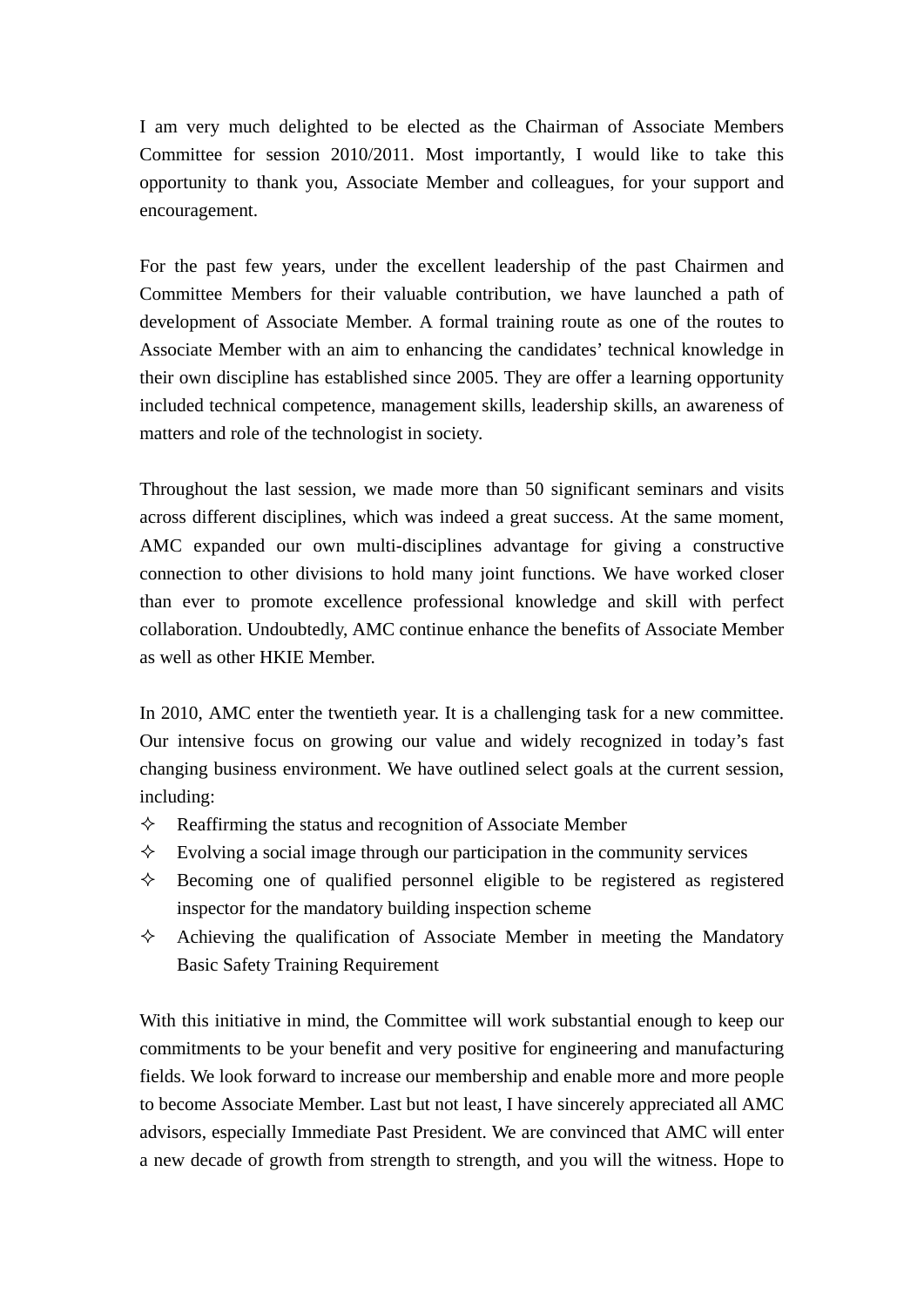I am very much delighted to be elected as the Chairman of Associate Members Committee for session 2010/2011. Most importantly, I would like to take this opportunity to thank you, Associate Member and colleagues, for your support and encouragement.

For the past few years, under the excellent leadership of the past Chairmen and Committee Members for their valuable contribution, we have launched a path of development of Associate Member. A formal training route as one of the routes to Associate Member with an aim to enhancing the candidates' technical knowledge in their own discipline has established since 2005. They are offer a learning opportunity included technical competence, management skills, leadership skills, an awareness of matters and role of the technologist in society.

Throughout the last session, we made more than 50 significant seminars and visits across different disciplines, which was indeed a great success. At the same moment, AMC expanded our own multi-disciplines advantage for giving a constructive connection to other divisions to hold many joint functions. We have worked closer than ever to promote excellence professional knowledge and skill with perfect collaboration. Undoubtedly, AMC continue enhance the benefits of Associate Member as well as other HKIE Member.

In 2010, AMC enter the twentieth year. It is a challenging task for a new committee. Our intensive focus on growing our value and widely recognized in today's fast changing business environment. We have outlined select goals at the current session, including:

- Reaffirming the status and recognition of Associate Member
- Evolving a social image through our participation in the community services
- Becoming one of qualified personnel eligible to be registered as registered inspector for the mandatory building inspection scheme
- Achieving the qualification of Associate Member in meeting the Mandatory Basic Safety Training Requirement

With this initiative in mind, the Committee will work substantial enough to keep our commitments to be your benefit and very positive for engineering and manufacturing fields. We look forward to increase our membership and enable more and more people to become Associate Member. Last but not least, I have sincerely appreciated all AMC advisors, especially Immediate Past President. We are convinced that AMC will enter a new decade of growth from strength to strength, and you will the witness. Hope to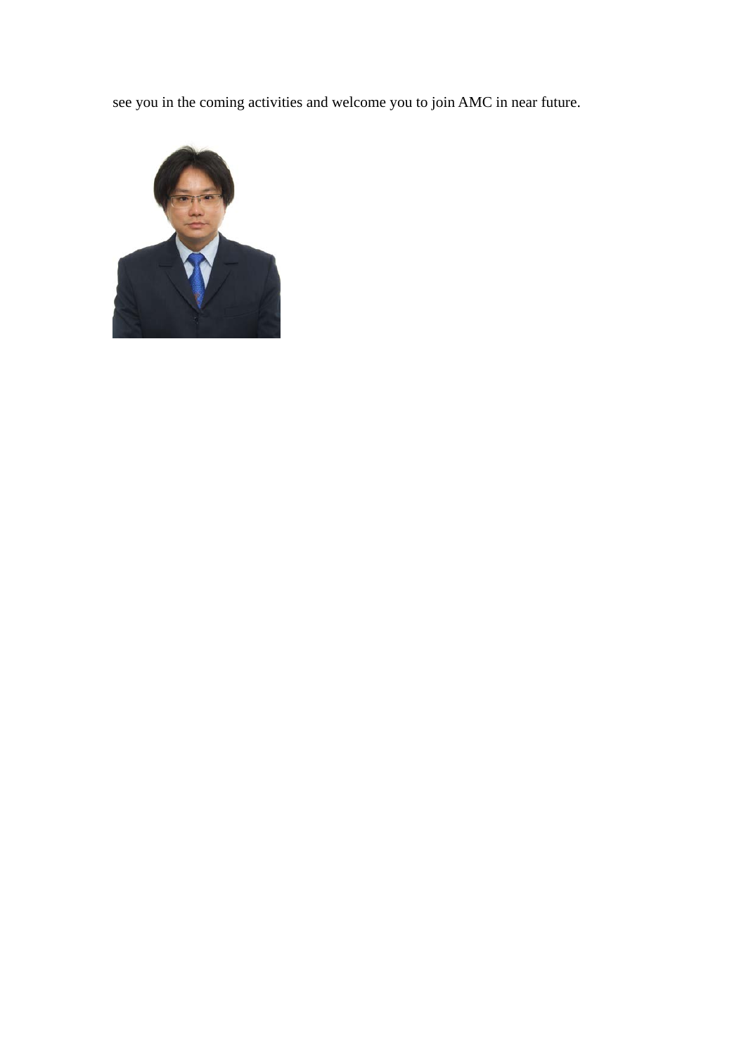see you in the coming activities and welcome you to join AMC in near future.